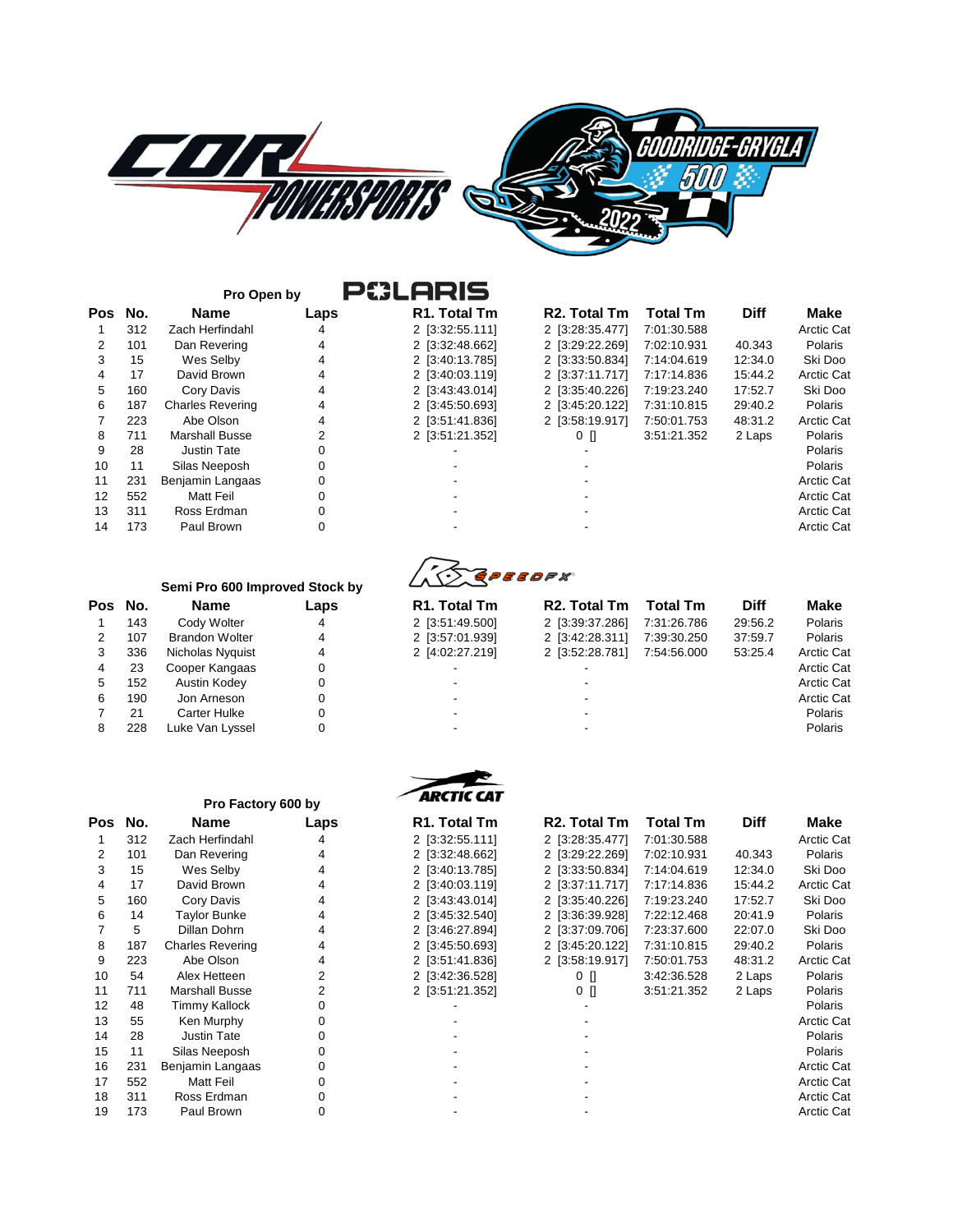COR POWERSPORTS

GOODRIDGE-GRYGLA 500 2022

### Pro Open by POLARIS

| Pos | No. | Name | Laps | R1. Total Tm | R2. Total Tm | Total Tm | Diff | Make |
|---|---|---|---|---|---|---|---|---|
| 1 | 312 | Zach Herfindahl | 4 | 2 [3:32:55.111] | 2 [3:28:35.477] | 7:01:30.588 | | Arctic Cat |
| 2 | 101 | Dan Revering | 4 | 2 [3:32:48.662] | 2 [3:29:22.269] | 7:02:10.931 | 40.343 | Polaris |
| 3 | 15 | Wes Selby | 4 | 2 [3:40:13.785] | 2 [3:33:50.834] | 7:14:04.619 | 12:34.0 | Ski Doo |
| 4 | 17 | David Brown | 4 | 2 [3:40:03.119] | 2 [3:37:11.717] | 7:17:14.836 | 15:44.2 | Arctic Cat |
| 5 | 160 | Cory Davis | 4 | 2 [3:43:43.014] | 2 [3:35:40.226] | 7:19:23.240 | 17:52.7 | Ski Doo |
| 6 | 187 | Charles Revering | 4 | 2 [3:45:50.693] | 2 [3:45:20.122] | 7:31:10.815 | 29:40.2 | Polaris |
| 7 | 223 | Abe Olson | 4 | 2 [3:51:41.836] | 2 [3:58:19.917] | 7:50:01.753 | 48:31.2 | Arctic Cat |
| 8 | 711 | Marshall Busse | 2 | 2 [3:51:21.352] | 0 [] | 3:51:21.352 | 2 Laps | Polaris |
| 9 | 28 | Justin Tate | 0 | - | - | | | Polaris |
| 10 | 11 | Silas Neeposh | 0 | - | - | | | Polaris |
| 11 | 231 | Benjamin Langaas | 0 | - | - | | | Arctic Cat |
| 12 | 552 | Matt Feil | 0 | - | - | | | Arctic Cat |
| 13 | 311 | Ross Erdman | 0 | - | - | | | Arctic Cat |
| 14 | 173 | Paul Brown | 0 | - | - | | | Arctic Cat |

### Semi Pro 600 Improved Stock by SPEEDFX

| Pos | No. | Name | Laps | R1. Total Tm | R2. Total Tm | Total Tm | Diff | Make |
|---|---|---|---|---|---|---|---|---|
| 1 | 143 | Cody Wolter | 4 | 2 [3:51:49.500] | 2 [3:39:37.286] | 7:31:26.786 | 29:56.2 | Polaris |
| 2 | 107 | Brandon Wolter | 4 | 2 [3:57:01.939] | 2 [3:42:28.311] | 7:39:30.250 | 37:59.7 | Polaris |
| 3 | 336 | Nicholas Nyquist | 4 | 2 [4:02:27.219] | 2 [3:52:28.781] | 7:54:56.000 | 53:25.4 | Arctic Cat |
| 4 | 23 | Cooper Kangaas | 0 | - | - | | | Arctic Cat |
| 5 | 152 | Austin Kodey | 0 | - | - | | | Arctic Cat |
| 6 | 190 | Jon Arneson | 0 | - | - | | | Arctic Cat |
| 7 | 21 | Carter Hulke | 0 | - | - | | | Polaris |
| 8 | 228 | Luke Van Lyssel | 0 | - | - | | | Polaris |

### Pro Factory 600 by ARCTIC CAT

| Pos | No. | Name | Laps | R1. Total Tm | R2. Total Tm | Total Tm | Diff | Make |
|---|---|---|---|---|---|---|---|---|
| 1 | 312 | Zach Herfindahl | 4 | 2 [3:32:55.111] | 2 [3:28:35.477] | 7:01:30.588 | | Arctic Cat |
| 2 | 101 | Dan Revering | 4 | 2 [3:32:48.662] | 2 [3:29:22.269] | 7:02:10.931 | 40.343 | Polaris |
| 3 | 15 | Wes Selby | 4 | 2 [3:40:13.785] | 2 [3:33:50.834] | 7:14:04.619 | 12:34.0 | Ski Doo |
| 4 | 17 | David Brown | 4 | 2 [3:40:03.119] | 2 [3:37:11.717] | 7:17:14.836 | 15:44.2 | Arctic Cat |
| 5 | 160 | Cory Davis | 4 | 2 [3:43:43.014] | 2 [3:35:40.226] | 7:19:23.240 | 17:52.7 | Ski Doo |
| 6 | 14 | Taylor Bunke | 4 | 2 [3:45:32.540] | 2 [3:36:39.928] | 7:22:12.468 | 20:41.9 | Polaris |
| 7 | 5 | Dillan Dohrn | 4 | 2 [3:46:27.894] | 2 [3:37:09.706] | 7:23:37.600 | 22:07.0 | Ski Doo |
| 8 | 187 | Charles Revering | 4 | 2 [3:45:50.693] | 2 [3:45:20.122] | 7:31:10.815 | 29:40.2 | Polaris |
| 9 | 223 | Abe Olson | 4 | 2 [3:51:41.836] | 2 [3:58:19.917] | 7:50:01.753 | 48:31.2 | Arctic Cat |
| 10 | 54 | Alex Hetteen | 2 | 2 [3:42:36.528] | 0 [] | 3:42:36.528 | 2 Laps | Polaris |
| 11 | 711 | Marshall Busse | 2 | 2 [3:51:21.352] | 0 [] | 3:51:21.352 | 2 Laps | Polaris |
| 12 | 48 | Timmy Kallock | 0 | - | - | | | Polaris |
| 13 | 55 | Ken Murphy | 0 | - | - | | | Arctic Cat |
| 14 | 28 | Justin Tate | 0 | - | - | | | Polaris |
| 15 | 11 | Silas Neeposh | 0 | - | - | | | Polaris |
| 16 | 231 | Benjamin Langaas | 0 | - | - | | | Arctic Cat |
| 17 | 552 | Matt Feil | 0 | - | - | | | Arctic Cat |
| 18 | 311 | Ross Erdman | 0 | - | - | | | Arctic Cat |
| 19 | 173 | Paul Brown | 0 | - | - | | | Arctic Cat |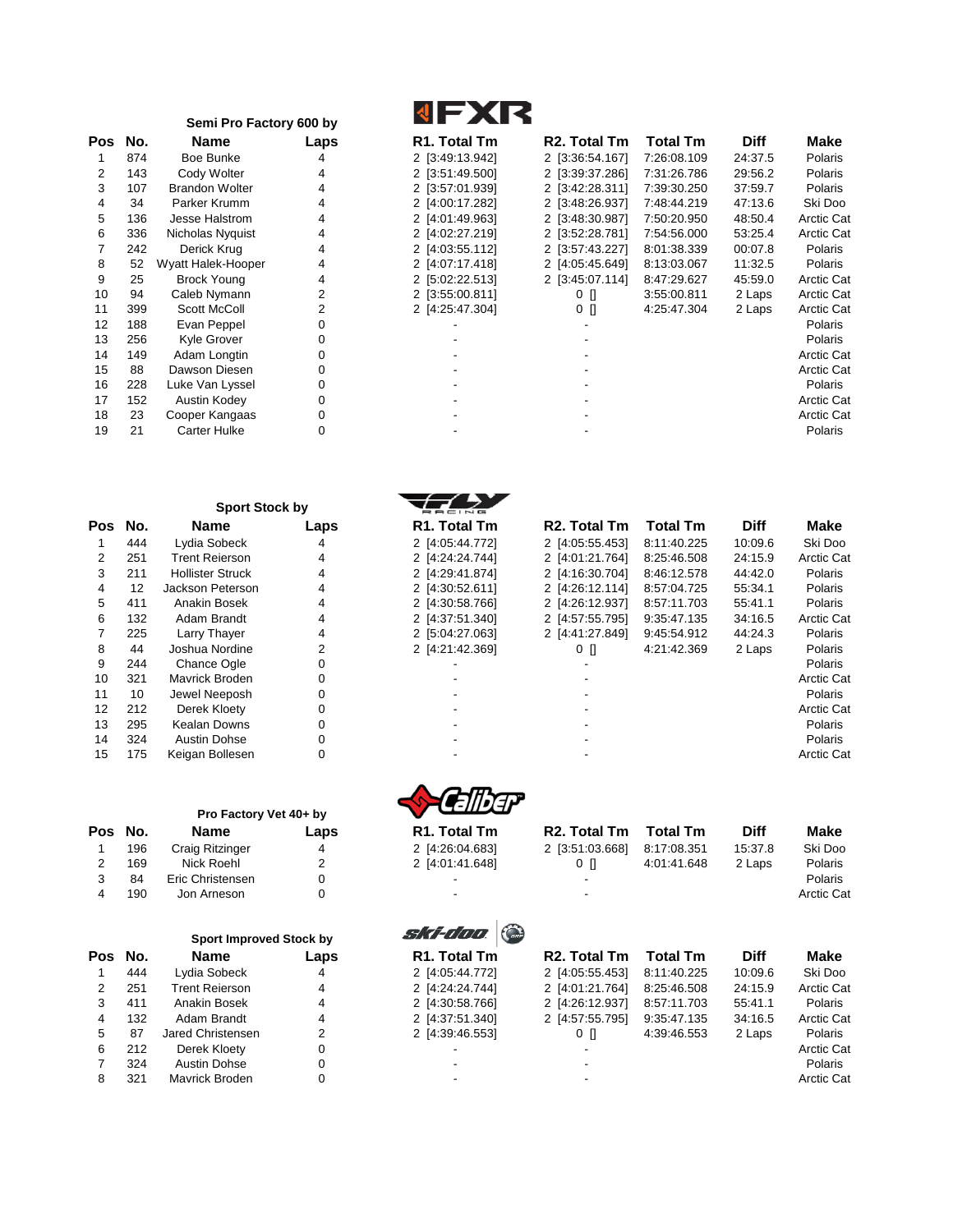## Semi Pro Factory 600 by FXR

| Pos | No. | Name | Laps | R1. Total Tm | R2. Total Tm | Total Tm | Diff | Make |
|---|---|---|---|---|---|---|---|---|
| 1 | 874 | Boe Bunke | 4 | 2 [3:49:13.942] | 2 [3:36:54.167] | 7:26:08.109 | 24:37.5 | Polaris |
| 2 | 143 | Cody Wolter | 4 | 2 [3:51:49.500] | 2 [3:39:37.286] | 7:31:26.786 | 29:56.2 | Polaris |
| 3 | 107 | Brandon Wolter | 4 | 2 [3:57:01.939] | 2 [3:42:28.311] | 7:39:30.250 | 37:59.7 | Polaris |
| 4 | 34 | Parker Krumm | 4 | 2 [4:00:17.282] | 2 [3:48:26.937] | 7:48:44.219 | 47:13.6 | Ski Doo |
| 5 | 136 | Jesse Halstrom | 4 | 2 [4:01:49.963] | 2 [3:48:30.987] | 7:50:20.950 | 48:50.4 | Arctic Cat |
| 6 | 336 | Nicholas Nyquist | 4 | 2 [4:02:27.219] | 2 [3:52:28.781] | 7:54:56.000 | 53:25.4 | Arctic Cat |
| 7 | 242 | Derick Krug | 4 | 2 [4:03:55.112] | 2 [3:57:43.227] | 8:01:38.339 | 00:07.8 | Polaris |
| 8 | 52 | Wyatt Halek-Hooper | 4 | 2 [4:07:17.418] | 2 [4:05:45.649] | 8:13:03.067 | 11:32.5 | Polaris |
| 9 | 25 | Brock Young | 4 | 2 [5:02:22.513] | 2 [3:45:07.114] | 8:47:29.627 | 45:59.0 | Arctic Cat |
| 10 | 94 | Caleb Nymann | 2 | 2 [3:55:00.811] | 0 [] | 3:55:00.811 | 2 Laps | Arctic Cat |
| 11 | 399 | Scott McColl | 2 | 2 [4:25:47.304] | 0 [] | 4:25:47.304 | 2 Laps | Arctic Cat |
| 12 | 188 | Evan Peppel | 0 | - | - | | | Polaris |
| 13 | 256 | Kyle Grover | 0 | - | - | | | Polaris |
| 14 | 149 | Adam Longtin | 0 | - | - | | | Arctic Cat |
| 15 | 88 | Dawson Diesen | 0 | - | - | | | Arctic Cat |
| 16 | 228 | Luke Van Lyssel | 0 | - | - | | | Polaris |
| 17 | 152 | Austin Kodey | 0 | - | - | | | Arctic Cat |
| 18 | 23 | Cooper Kangaas | 0 | - | - | | | Arctic Cat |
| 19 | 21 | Carter Hulke | 0 | - | - | | | Polaris |

## Sport Stock by FLY Racing

| Pos | No. | Name | Laps | R1. Total Tm | R2. Total Tm | Total Tm | Diff | Make |
|---|---|---|---|---|---|---|---|---|
| 1 | 444 | Lydia Sobeck | 4 | 2 [4:05:44.772] | 2 [4:05:55.453] | 8:11:40.225 | 10:09.6 | Ski Doo |
| 2 | 251 | Trent Reierson | 4 | 2 [4:24:24.744] | 2 [4:01:21.764] | 8:25:46.508 | 24:15.9 | Arctic Cat |
| 3 | 211 | Hollister Struck | 4 | 2 [4:29:41.874] | 2 [4:16:30.704] | 8:46:12.578 | 44:42.0 | Polaris |
| 4 | 12 | Jackson Peterson | 4 | 2 [4:30:52.611] | 2 [4:26:12.114] | 8:57:04.725 | 55:34.1 | Polaris |
| 5 | 411 | Anakin Bosek | 4 | 2 [4:30:58.766] | 2 [4:26:12.937] | 8:57:11.703 | 55:41.1 | Polaris |
| 6 | 132 | Adam Brandt | 4 | 2 [4:37:51.340] | 2 [4:57:55.795] | 9:35:47.135 | 34:16.5 | Arctic Cat |
| 7 | 225 | Larry Thayer | 4 | 2 [5:04:27.063] | 2 [4:41:27.849] | 9:45:54.912 | 44:24.3 | Polaris |
| 8 | 44 | Joshua Nordine | 2 | 2 [4:21:42.369] | 0 [] | 4:21:42.369 | 2 Laps | Polaris |
| 9 | 244 | Chance Ogle | 0 | - | - | | | Polaris |
| 10 | 321 | Mavrick Broden | 0 | - | - | | | Arctic Cat |
| 11 | 10 | Jewel Neeposh | 0 | - | - | | | Polaris |
| 12 | 212 | Derek Kloety | 0 | - | - | | | Arctic Cat |
| 13 | 295 | Kealan Downs | 0 | - | - | | | Polaris |
| 14 | 324 | Austin Dohse | 0 | - | - | | | Polaris |
| 15 | 175 | Keigan Bollesen | 0 | - | - | | | Arctic Cat |

## Pro Factory Vet 40+ by Caliber

| Pos | No. | Name | Laps | R1. Total Tm | R2. Total Tm | Total Tm | Diff | Make |
|---|---|---|---|---|---|---|---|---|
| 1 | 196 | Craig Ritzinger | 4 | 2 [4:26:04.683] | 2 [3:51:03.668] | 8:17:08.351 | 15:37.8 | Ski Doo |
| 2 | 169 | Nick Roehl | 2 | 2 [4:01:41.648] | 0 [] | 4:01:41.648 | 2 Laps | Polaris |
| 3 | 84 | Eric Christensen | 0 | - | - | | | Polaris |
| 4 | 190 | Jon Arneson | 0 | - | - | | | Arctic Cat |

## Sport Improved Stock by Ski-Doo

| Pos | No. | Name | Laps | R1. Total Tm | R2. Total Tm | Total Tm | Diff | Make |
|---|---|---|---|---|---|---|---|---|
| 1 | 444 | Lydia Sobeck | 4 | 2 [4:05:44.772] | 2 [4:05:55.453] | 8:11:40.225 | 10:09.6 | Ski Doo |
| 2 | 251 | Trent Reierson | 4 | 2 [4:24:24.744] | 2 [4:01:21.764] | 8:25:46.508 | 24:15.9 | Arctic Cat |
| 3 | 411 | Anakin Bosek | 4 | 2 [4:30:58.766] | 2 [4:26:12.937] | 8:57:11.703 | 55:41.1 | Polaris |
| 4 | 132 | Adam Brandt | 4 | 2 [4:37:51.340] | 2 [4:57:55.795] | 9:35:47.135 | 34:16.5 | Arctic Cat |
| 5 | 87 | Jared Christensen | 2 | 2 [4:39:46.553] | 0 [] | 4:39:46.553 | 2 Laps | Polaris |
| 6 | 212 | Derek Kloety | 0 | - | - | | | Arctic Cat |
| 7 | 324 | Austin Dohse | 0 | - | - | | | Polaris |
| 8 | 321 | Mavrick Broden | 0 | - | - | | | Arctic Cat |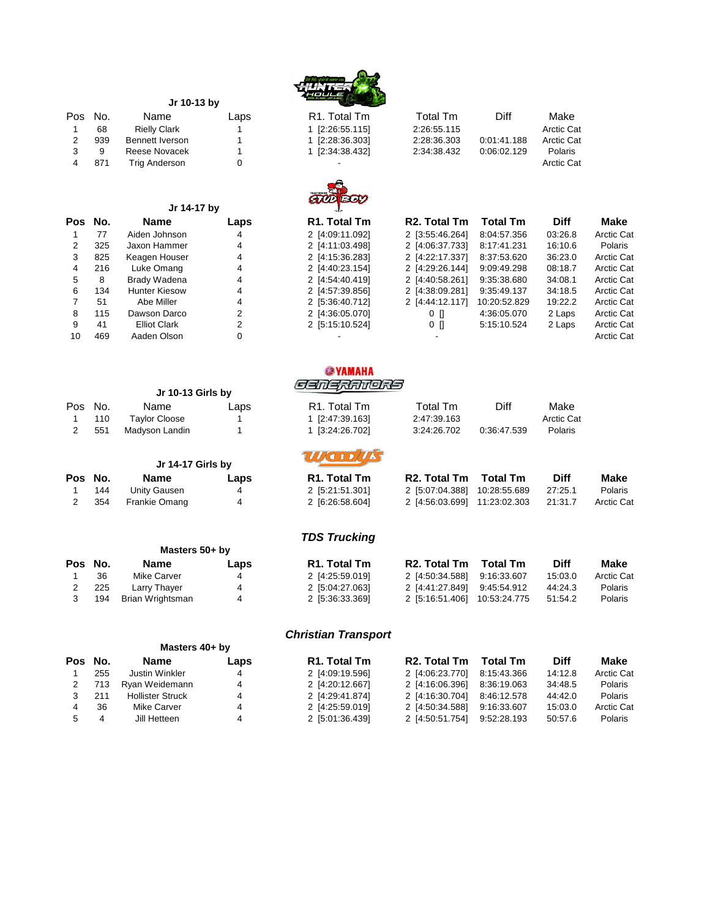### Jr 10-13 by

| Pos | No. | Name | Laps | R1. Total Tm | Total Tm | Diff | Make |
|---|---|---|---|---|---|---|---|
| 1 | 68 | Rielly Clark | 1 | 1 [2:26:55.115] | 2:26:55.115 | | Arctic Cat |
| 2 | 939 | Bennett Iverson | 1 | 1 [2:28:36.303] | 2:28:36.303 | 0:01:41.188 | Arctic Cat |
| 3 | 9 | Reese Novacek | 1 | 1 [2:34:38.432] | 2:34:38.432 | 0:06:02.129 | Polaris |
| 4 | 871 | Trig Anderson | 0 | - | | | Arctic Cat |

### Jr 14-17 by

| Pos | No. | Name | Laps | R1. Total Tm | R2. Total Tm | Total Tm | Diff | Make |
|---|---|---|---|---|---|---|---|---|
| 1 | 77 | Aiden Johnson | 4 | 2 [4:09:11.092] | 2 [3:55:46.264] | 8:04:57.356 | 03:26.8 | Arctic Cat |
| 2 | 325 | Jaxon Hammer | 4 | 2 [4:11:03.498] | 2 [4:06:37.733] | 8:17:41.231 | 16:10.6 | Polaris |
| 3 | 825 | Keagen Houser | 4 | 2 [4:15:36.283] | 2 [4:22:17.337] | 8:37:53.620 | 36:23.0 | Arctic Cat |
| 4 | 216 | Luke Omang | 4 | 2 [4:40:23.154] | 2 [4:29:26.144] | 9:09:49.298 | 08:18.7 | Arctic Cat |
| 5 | 8 | Brady Wadena | 4 | 2 [4:54:40.419] | 2 [4:40:58.261] | 9:35:38.680 | 34:08.1 | Arctic Cat |
| 6 | 134 | Hunter Kiesow | 4 | 2 [4:57:39.856] | 2 [4:38:09.281] | 9:35:49.137 | 34:18.5 | Arctic Cat |
| 7 | 51 | Abe Miller | 4 | 2 [5:36:40.712] | 2 [4:44:12.117] | 10:20:52.829 | 19:22.2 | Arctic Cat |
| 8 | 115 | Dawson Darco | 2 | 2 [4:36:05.070] | 0 [] | 4:36:05.070 | 2 Laps | Arctic Cat |
| 9 | 41 | Elliot Clark | 2 | 2 [5:15:10.524] | 0 [] | 5:15:10.524 | 2 Laps | Arctic Cat |
| 10 | 469 | Aaden Olson | 0 | - | - | | | Arctic Cat |

### Jr 10-13 Girls by

| Pos | No. | Name | Laps | R1. Total Tm | Total Tm | Diff | Make |
|---|---|---|---|---|---|---|---|
| 1 | 110 | Taylor Cloose | 1 | 1 [2:47:39.163] | 2:47:39.163 | | Arctic Cat |
| 2 | 551 | Madyson Landin | 1 | 1 [3:24:26.702] | 3:24:26.702 | 0:36:47.539 | Polaris |

### Jr 14-17 Girls by

| Pos | No. | Name | Laps | R1. Total Tm | R2. Total Tm | Total Tm | Diff | Make |
|---|---|---|---|---|---|---|---|---|
| 1 | 144 | Unity Gausen | 4 | 2 [5:21:51.301] | 2 [5:07:04.388] | 10:28:55.689 | 27:25.1 | Polaris |
| 2 | 354 | Frankie Omang | 4 | 2 [6:26:58.604] | 2 [4:56:03.699] | 11:23:02.303 | 21:31.7 | Arctic Cat |

### Masters 50+ by *TDS Trucking*

| Pos | No. | Name | Laps | R1. Total Tm | R2. Total Tm | Total Tm | Diff | Make |
|---|---|---|---|---|---|---|---|---|
| 1 | 36 | Mike Carver | 4 | 2 [4:25:59.019] | 2 [4:50:34.588] | 9:16:33.607 | 15:03.0 | Arctic Cat |
| 2 | 225 | Larry Thayer | 4 | 2 [5:04:27.063] | 2 [4:41:27.849] | 9:45:54.912 | 44:24.3 | Polaris |
| 3 | 194 | Brian Wrightsman | 4 | 2 [5:36:33.369] | 2 [5:16:51.406] | 10:53:24.775 | 51:54.2 | Polaris |

### Masters 40+ by *Christian Transport*

| Pos | No. | Name | Laps | R1. Total Tm | R2. Total Tm | Total Tm | Diff | Make |
|---|---|---|---|---|---|---|---|---|
| 1 | 255 | Justin Winkler | 4 | 2 [4:09:19.596] | 2 [4:06:23.770] | 8:15:43.366 | 14:12.8 | Arctic Cat |
| 2 | 713 | Ryan Weidemann | 4 | 2 [4:20:12.667] | 2 [4:16:06.396] | 8:36:19.063 | 34:48.5 | Polaris |
| 3 | 211 | Hollister Struck | 4 | 2 [4:29:41.874] | 2 [4:16:30.704] | 8:46:12.578 | 44:42.0 | Polaris |
| 4 | 36 | Mike Carver | 4 | 2 [4:25:59.019] | 2 [4:50:34.588] | 9:16:33.607 | 15:03.0 | Arctic Cat |
| 5 | 4 | Jill Hetteen | 4 | 2 [5:01:36.439] | 2 [4:50:51.754] | 9:52:28.193 | 50:57.6 | Polaris |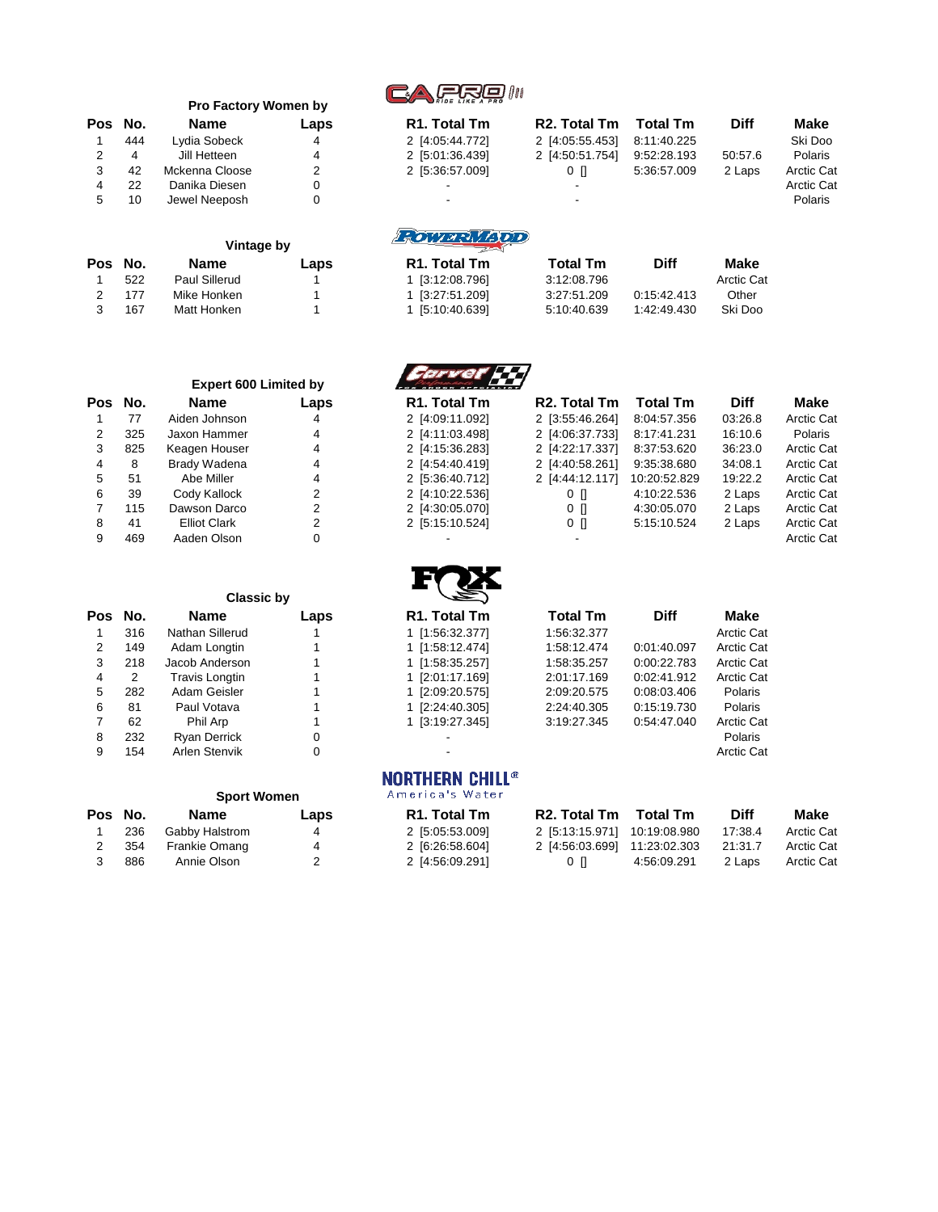## Pro Factory Women by

| Pos | No. | Name | Laps | R1. Total Tm | R2. Total Tm | Total Tm | Diff | Make |
|---|---|---|---|---|---|---|---|---|
| 1 | 444 | Lydia Sobeck | 4 | 2 [4:05:44.772] | 2 [4:05:55.453] | 8:11:40.225 | | Ski Doo |
| 2 | 4 | Jill Hetteen | 4 | 2 [5:01:36.439] | 2 [4:50:51.754] | 9:52:28.193 | 50:57.6 | Polaris |
| 3 | 42 | Mckenna Cloose | 2 | 2 [5:36:57.009] | 0 [] | 5:36:57.009 | 2 Laps | Arctic Cat |
| 4 | 22 | Danika Diesen | 0 | - | - | | | Arctic Cat |
| 5 | 10 | Jewel Neeposh | 0 | - | - | | | Polaris |

## Vintage by

| Pos | No. | Name | Laps | R1. Total Tm | Total Tm | Diff | Make |
|---|---|---|---|---|---|---|---|
| 1 | 522 | Paul Sillerud | 1 | 1 [3:12:08.796] | 3:12:08.796 | | Arctic Cat |
| 2 | 177 | Mike Honken | 1 | 1 [3:27:51.209] | 3:27:51.209 | 0:15:42.413 | Other |
| 3 | 167 | Matt Honken | 1 | 1 [5:10:40.639] | 5:10:40.639 | 1:42:49.430 | Ski Doo |

## Expert 600 Limited by

| Pos | No. | Name | Laps | R1. Total Tm | R2. Total Tm | Total Tm | Diff | Make |
|---|---|---|---|---|---|---|---|---|
| 1 | 77 | Aiden Johnson | 4 | 2 [4:09:11.092] | 2 [3:55:46.264] | 8:04:57.356 | 03:26.8 | Arctic Cat |
| 2 | 325 | Jaxon Hammer | 4 | 2 [4:11:03.498] | 2 [4:06:37.733] | 8:17:41.231 | 16:10.6 | Polaris |
| 3 | 825 | Keagen Houser | 4 | 2 [4:15:36.283] | 2 [4:22:17.337] | 8:37:53.620 | 36:23.0 | Arctic Cat |
| 4 | 8 | Brady Wadena | 4 | 2 [4:54:40.419] | 2 [4:40:58.261] | 9:35:38.680 | 34:08.1 | Arctic Cat |
| 5 | 51 | Abe Miller | 4 | 2 [5:36:40.712] | 2 [4:44:12.117] | 10:20:52.829 | 19:22.2 | Arctic Cat |
| 6 | 39 | Cody Kallock | 2 | 2 [4:10:22.536] | 0 [] | 4:10:22.536 | 2 Laps | Arctic Cat |
| 7 | 115 | Dawson Darco | 2 | 2 [4:30:05.070] | 0 [] | 4:30:05.070 | 2 Laps | Arctic Cat |
| 8 | 41 | Elliot Clark | 2 | 2 [5:15:10.524] | 0 [] | 5:15:10.524 | 2 Laps | Arctic Cat |
| 9 | 469 | Aaden Olson | 0 | - | - | | | Arctic Cat |

## Classic by

| Pos | No. | Name | Laps | R1. Total Tm | Total Tm | Diff | Make |
|---|---|---|---|---|---|---|---|
| 1 | 316 | Nathan Sillerud | 1 | 1 [1:56:32.377] | 1:56:32.377 | | Arctic Cat |
| 2 | 149 | Adam Longtin | 1 | 1 [1:58:12.474] | 1:58:12.474 | 0:01:40.097 | Arctic Cat |
| 3 | 218 | Jacob Anderson | 1 | 1 [1:58:35.257] | 1:58:35.257 | 0:00:22.783 | Arctic Cat |
| 4 | 2 | Travis Longtin | 1 | 1 [2:01:17.169] | 2:01:17.169 | 0:02:41.912 | Arctic Cat |
| 5 | 282 | Adam Geisler | 1 | 1 [2:09:20.575] | 2:09:20.575 | 0:08:03.406 | Polaris |
| 6 | 81 | Paul Votava | 1 | 1 [2:24:40.305] | 2:24:40.305 | 0:15:19.730 | Polaris |
| 7 | 62 | Phil Arp | 1 | 1 [3:19:27.345] | 3:19:27.345 | 0:54:47.040 | Arctic Cat |
| 8 | 232 | Ryan Derrick | 0 | - | | | Polaris |
| 9 | 154 | Arlen Stenvik | 0 | - | | | Arctic Cat |

## Sport Women

| Pos | No. | Name | Laps | R1. Total Tm | R2. Total Tm | Total Tm | Diff | Make |
|---|---|---|---|---|---|---|---|---|
| 1 | 236 | Gabby Halstrom | 4 | 2 [5:05:53.009] | 2 [5:13:15.971] | 10:19:08.980 | 17:38.4 | Arctic Cat |
| 2 | 354 | Frankie Omang | 4 | 2 [6:26:58.604] | 2 [4:56:03.699] | 11:23:02.303 | 21:31.7 | Arctic Cat |
| 3 | 886 | Annie Olson | 2 | 2 [4:56:09.291] | 0 [] | 4:56:09.291 | 2 Laps | Arctic Cat |